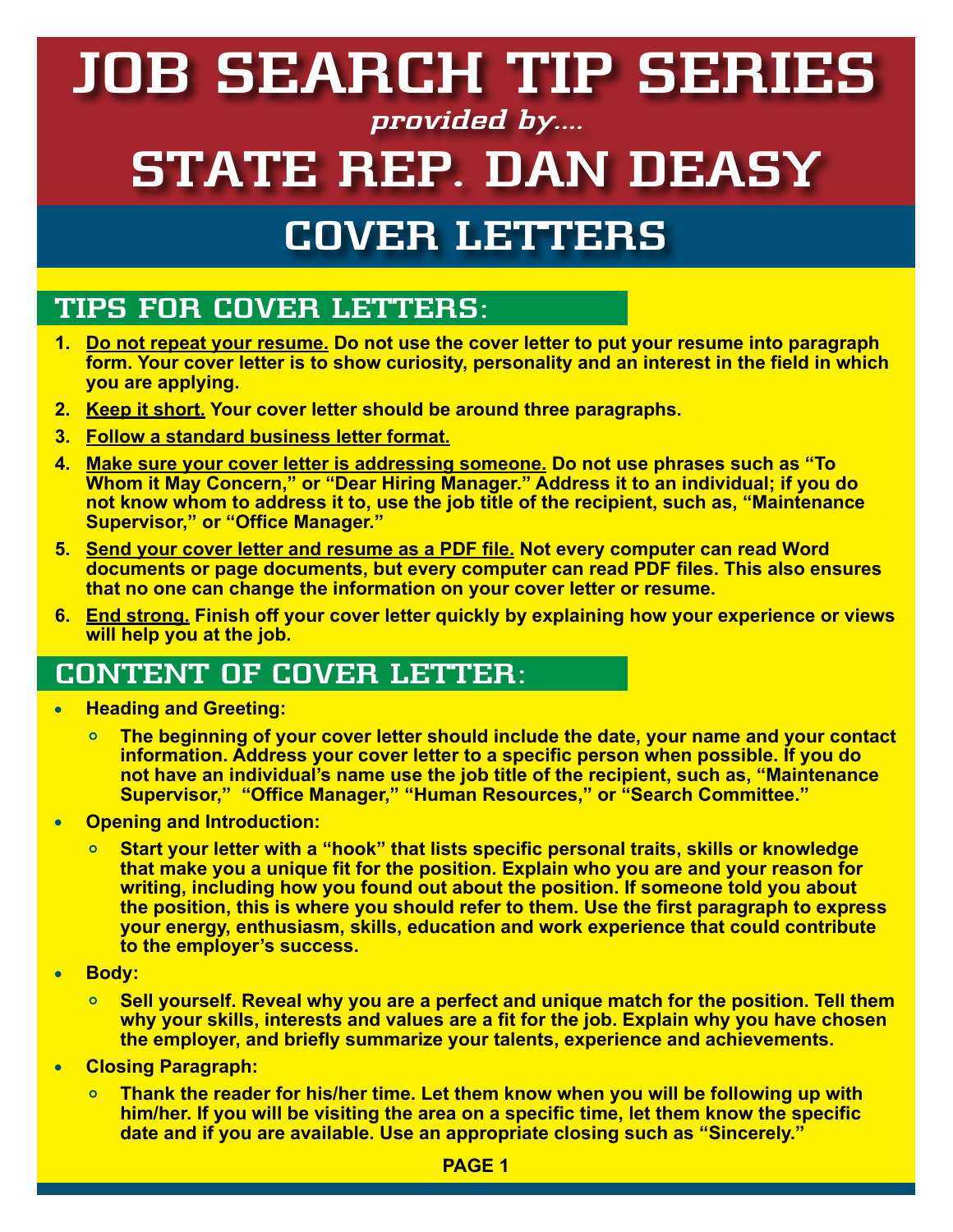# JOB SEARCH TIP SERIES

*provided by....*

# STATE REP. DAN DEASY

## COVER LETTERS

### TIPS FOR COVER LETTERS:

1. **Do not repeat your resume.** Do not use the cover letter to put your resume into paragraph form. Your cover letter is to show curiosity, personality and an interest in the field in which you are applying.
2. **Keep it short.** Your cover letter should be around three paragraphs.
3. **Follow a standard business letter format.**
4. **Make sure your cover letter is addressing someone.** Do not use phrases such as "To Whom it May Concern," or "Dear Hiring Manager." Address it to an individual; if you do not know whom to address it to, use the job title of the recipient, such as, "Maintenance Supervisor," or "Office Manager."
5. **Send your cover letter and resume as a PDF file.** Not every computer can read Word documents or page documents, but every computer can read PDF files. This also ensures that no one can change the information on your cover letter or resume.
6. **End strong.** Finish off your cover letter quickly by explaining how your experience or views will help you at the job.

### CONTENT OF COVER LETTER:

- **Heading and Greeting:**
  - The beginning of your cover letter should include the date, your name and your contact information. Address your cover letter to a specific person when possible. If you do not have an individual's name use the job title of the recipient, such as, "Maintenance Supervisor," "Office Manager," "Human Resources," or "Search Committee."
- **Opening and Introduction:**
  - Start your letter with a "hook" that lists specific personal traits, skills or knowledge that make you a unique fit for the position. Explain who you are and your reason for writing, including how you found out about the position. If someone told you about the position, this is where you should refer to them. Use the first paragraph to express your energy, enthusiasm, skills, education and work experience that could contribute to the employer's success.
- **Body:**
  - Sell yourself. Reveal why you are a perfect and unique match for the position. Tell them why your skills, interests and values are a fit for the job. Explain why you have chosen the employer, and briefly summarize your talents, experience and achievements.
- **Closing Paragraph:**
  - Thank the reader for his/her time. Let them know when you will be following up with him/her. If you will be visiting the area on a specific time, let them know the specific date and if you are available. Use an appropriate closing such as "Sincerely."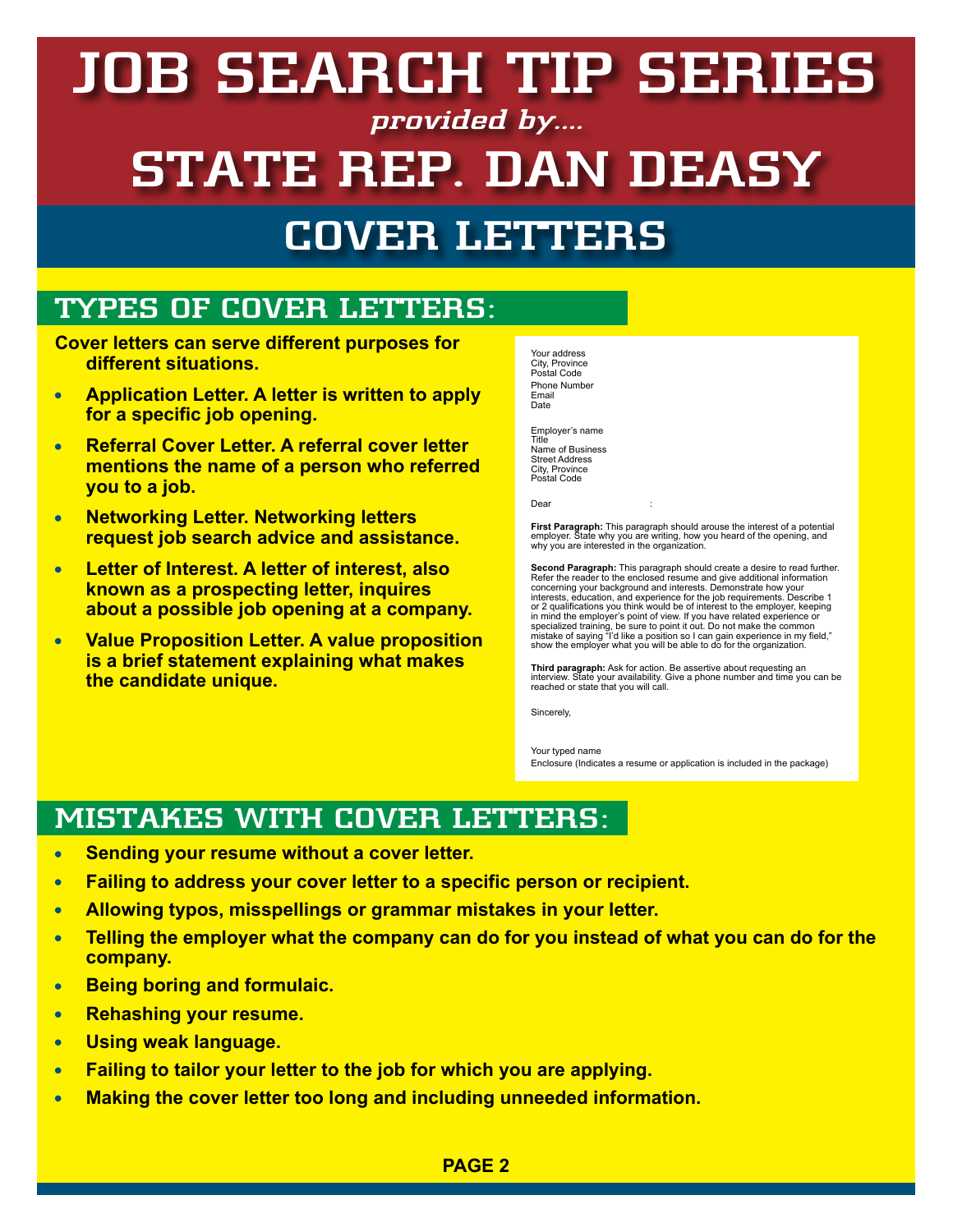# JOB SEARCH TIP SERIES

*provided by....*

# STATE REP. DAN DEASY

## COVER LETTERS

### TYPES OF COVER LETTERS:

**Cover letters can serve different purposes for different situations.**

- **Application Letter. A letter is written to apply for a specific job opening.**
- **Referral Cover Letter. A referral cover letter mentions the name of a person who referred you to a job.**
- **Networking Letter. Networking letters request job search advice and assistance.**
- **Letter of Interest. A letter of interest, also known as a prospecting letter, inquires about a possible job opening at a company.**
- **Value Proposition Letter. A value proposition is a brief statement explaining what makes the candidate unique.**

Your address
City, Province
Postal Code
Phone Number
Email
Date

Employer's name
Title
Name of Business
Street Address
City, Province
Postal Code

Dear :

**First Paragraph:** This paragraph should arouse the interest of a potential employer. State why you are writing, how you heard of the opening, and why you are interested in the organization.

**Second Paragraph:** This paragraph should create a desire to read further. Refer the reader to the enclosed resume and give additional information concerning your background and interests. Demonstrate how your interests, education, and experience for the job requirements. Describe 1 or 2 qualifications you think would be of interest to the employer, keeping in mind the employer's point of view. If you have related experience or specialized training, be sure to point it out. Do not make the common mistake of saying "I'd like a position so I can gain experience in my field," show the employer what you will be able to do for the organization.

**Third paragraph:** Ask for action. Be assertive about requesting an interview. State your availability. Give a phone number and time you can be reached or state that you will call.

Sincerely,

Your typed name
Enclosure (Indicates a resume or application is included in the package)

### MISTAKES WITH COVER LETTERS:

- **Sending your resume without a cover letter.**
- **Failing to address your cover letter to a specific person or recipient.**
- **Allowing typos, misspellings or grammar mistakes in your letter.**
- **Telling the employer what the company can do for you instead of what you can do for the company.**
- **Being boring and formulaic.**
- **Rehashing your resume.**
- **Using weak language.**
- **Failing to tailor your letter to the job for which you are applying.**
- **Making the cover letter too long and including unneeded information.**